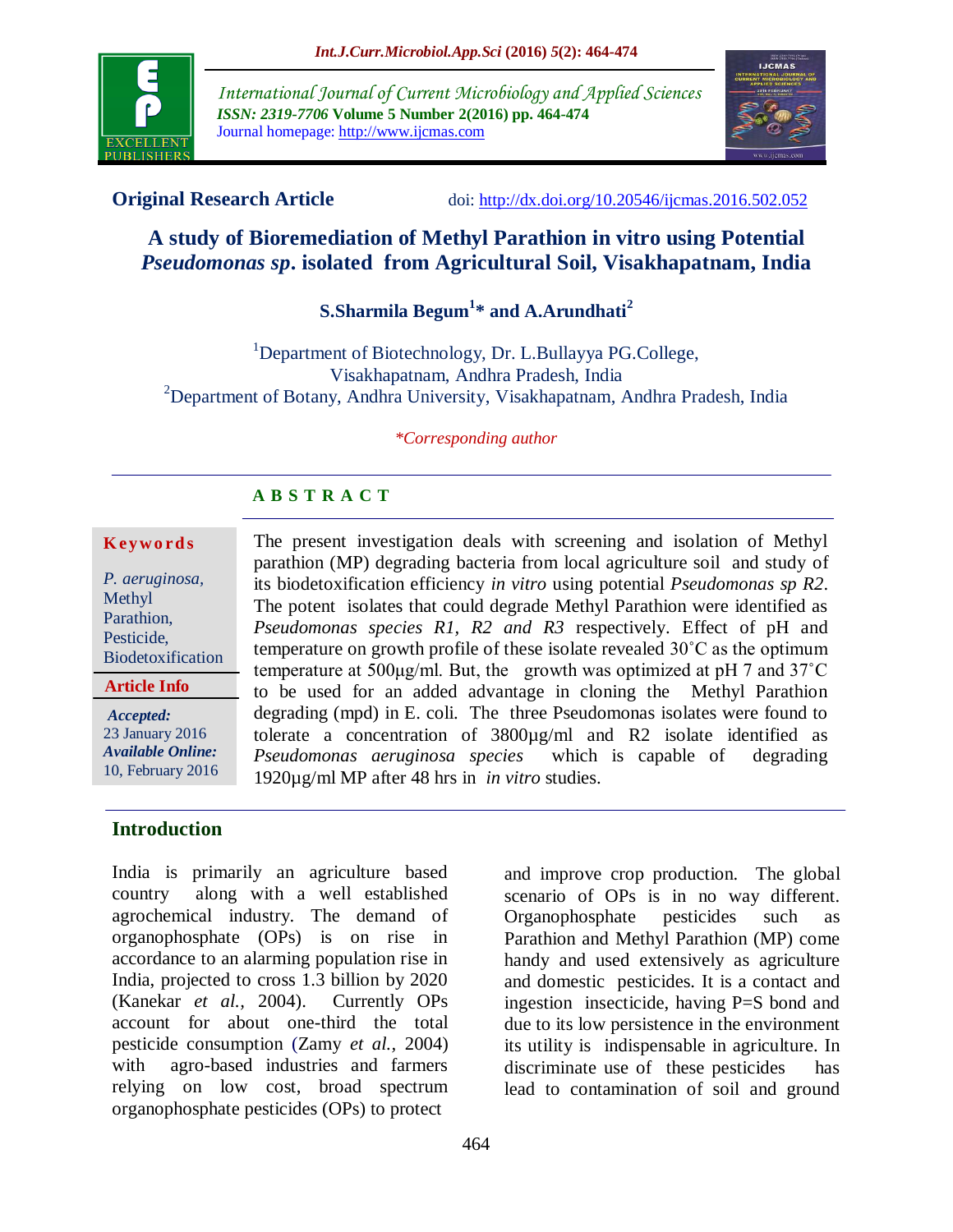**Original Research Article**

doi: http://dx.doi.org/10.20546/ijcmas.2016.502.052

# A study of Bioremediation of Methyl Parathion in vitro using Potential *Pseudomonas sp*. isolated from Agricultural Soil, Visakhapatnam, India

**S.Sharmila Begum[1]* and A.Arundhati[2]**

[1]Department of Biotechnology, Dr. L.Bullayya PG.College, Visakhapatnam, Andhra Pradesh, India
[2]Department of Botany, Andhra University, Visakhapatnam, Andhra Pradesh, India

*\*Corresponding author*

## ABSTRACT

**Keywords**

*P. aeruginosa*, Methyl Parathion, Pesticide, Biodetoxification

**Article Info**

*Accepted:* 23 January 2016
*Available Online:* 10, February 2016

The present investigation deals with screening and isolation of Methyl parathion (MP) degrading bacteria from local agriculture soil and study of its biodetoxification efficiency *in vitro* using potential *Pseudomonas sp R2*. The potent isolates that could degrade Methyl Parathion were identified as *Pseudomonas species R1, R2 and R3* respectively. Effect of pH and temperature on growth profile of these isolate revealed 30˚C as the optimum temperature at 500µg/ml. But, the growth was optimized at pH 7 and 37˚C to be used for an added advantage in cloning the Methyl Parathion degrading (mpd) in E. coli. The three Pseudomonas isolates were found to tolerate a concentration of 3800µg/ml and R2 isolate identified as *Pseudomonas aeruginosa species* which is capable of degrading 1920µg/ml MP after 48 hrs in *in vitro* studies.

## Introduction

India is primarily an agriculture based country along with a well established agrochemical industry. The demand of organophosphate (OPs) is on rise in accordance to an alarming population rise in India, projected to cross 1.3 billion by 2020 (Kanekar *et al.,* 2004). Currently OPs account for about one-third the total pesticide consumption (Zamy *et al.*, 2004) with agro-based industries and farmers relying on low cost, broad spectrum organophosphate pesticides (OPs) to protect and improve crop production. The global scenario of OPs is in no way different. Organophosphate pesticides such as Parathion and Methyl Parathion (MP) come handy and used extensively as agriculture and domestic pesticides. It is a contact and ingestion insecticide, having P=S bond and due to its low persistence in the environment its utility is indispensable in agriculture. In discriminate use of these pesticides has lead to contamination of soil and ground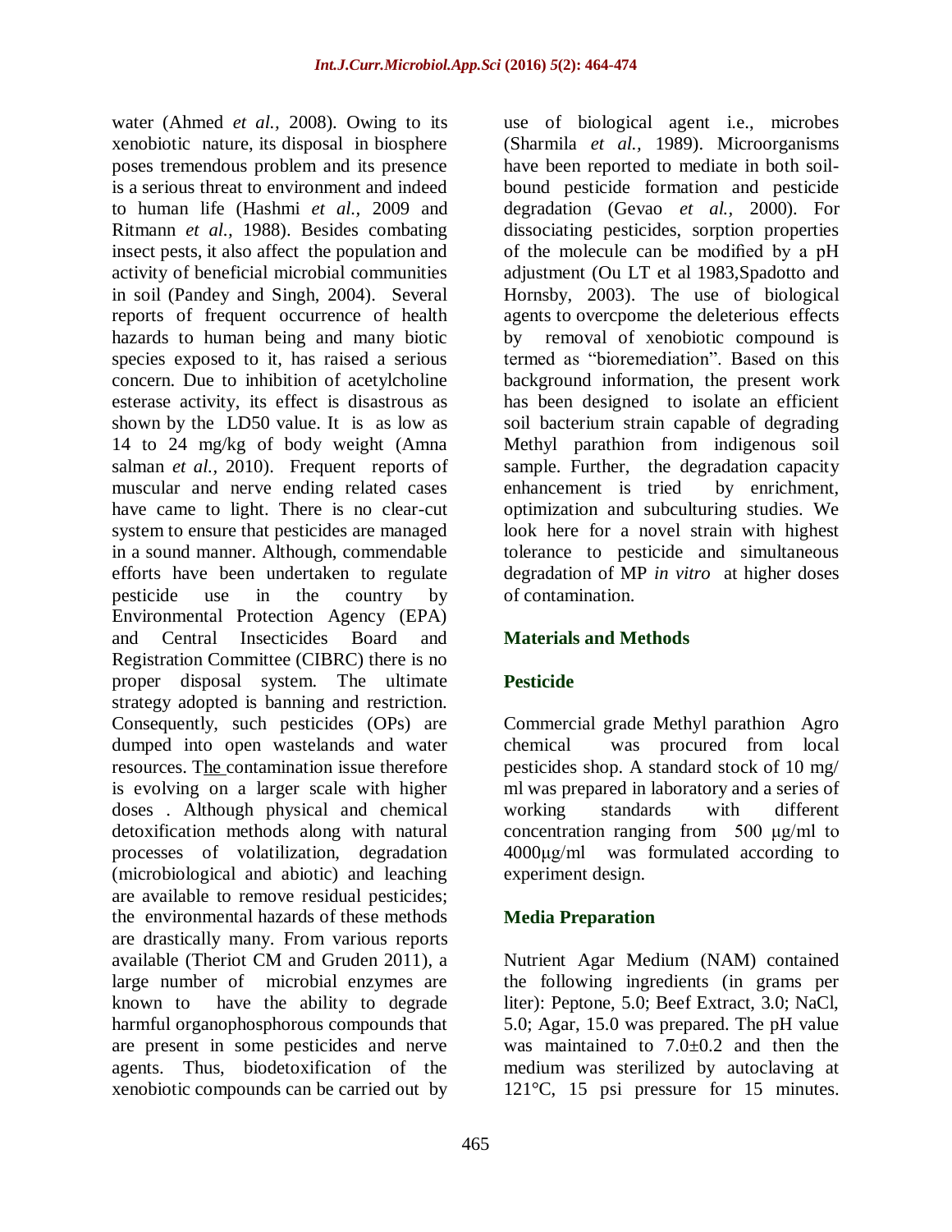water (Ahmed *et al.,* 2008). Owing to its xenobiotic nature, its disposal in biosphere poses tremendous problem and its presence is a serious threat to environment and indeed to human life (Hashmi *et al.,* 2009 and Ritmann *et al.,* 1988). Besides combating insect pests, it also affect the population and activity of beneficial microbial communities in soil (Pandey and Singh, 2004). Several reports of frequent occurrence of health hazards to human being and many biotic species exposed to it, has raised a serious concern. Due to inhibition of acetylcholine esterase activity, its effect is disastrous as shown by the LD50 value. It is as low as 14 to 24 mg/kg of body weight (Amna salman *et al.,* 2010). Frequent reports of muscular and nerve ending related cases have came to light. There is no clear-cut system to ensure that pesticides are managed in a sound manner. Although, commendable efforts have been undertaken to regulate pesticide use in the country by Environmental Protection Agency (EPA) and Central Insecticides Board and Registration Committee (CIBRC) there is no proper disposal system. The ultimate strategy adopted is banning and restriction. Consequently, such pesticides (OPs) are dumped into open wastelands and water resources. The contamination issue therefore is evolving on a larger scale with higher doses . Although physical and chemical detoxification methods along with natural processes of volatilization, degradation (microbiological and abiotic) and leaching are available to remove residual pesticides; the environmental hazards of these methods are drastically many. From various reports available (Theriot CM and Gruden 2011), a large number of microbial enzymes are known to have the ability to degrade harmful organophosphorous compounds that are present in some pesticides and nerve agents. Thus, biodetoxification of the xenobiotic compounds can be carried out by use of biological agent i.e., microbes (Sharmila *et al.,* 1989). Microorganisms have been reported to mediate in both soil-bound pesticide formation and pesticide degradation (Gevao *et al.,* 2000). For dissociating pesticides, sorption properties of the molecule can be modified by a pH adjustment (Ou LT et al 1983,Spadotto and Hornsby, 2003). The use of biological agents to overcpome the deleterious effects by removal of xenobiotic compound is termed as "bioremediation". Based on this background information, the present work has been designed to isolate an efficient soil bacterium strain capable of degrading Methyl parathion from indigenous soil sample. Further, the degradation capacity enhancement is tried by enrichment, optimization and subculturing studies. We look here for a novel strain with highest tolerance to pesticide and simultaneous degradation of MP *in vitro* at higher doses of contamination.

## Materials and Methods

### Pesticide

Commercial grade Methyl parathion Agro chemical was procured from local pesticides shop. A standard stock of 10 mg/ ml was prepared in laboratory and a series of working standards with different concentration ranging from 500 μg/ml to 4000μg/ml was formulated according to experiment design.

### Media Preparation

Nutrient Agar Medium (NAM) contained the following ingredients (in grams per liter): Peptone, 5.0; Beef Extract, 3.0; NaCl, 5.0; Agar, 15.0 was prepared. The pH value was maintained to 7.0±0.2 and then the medium was sterilized by autoclaving at 121°C, 15 psi pressure for 15 minutes.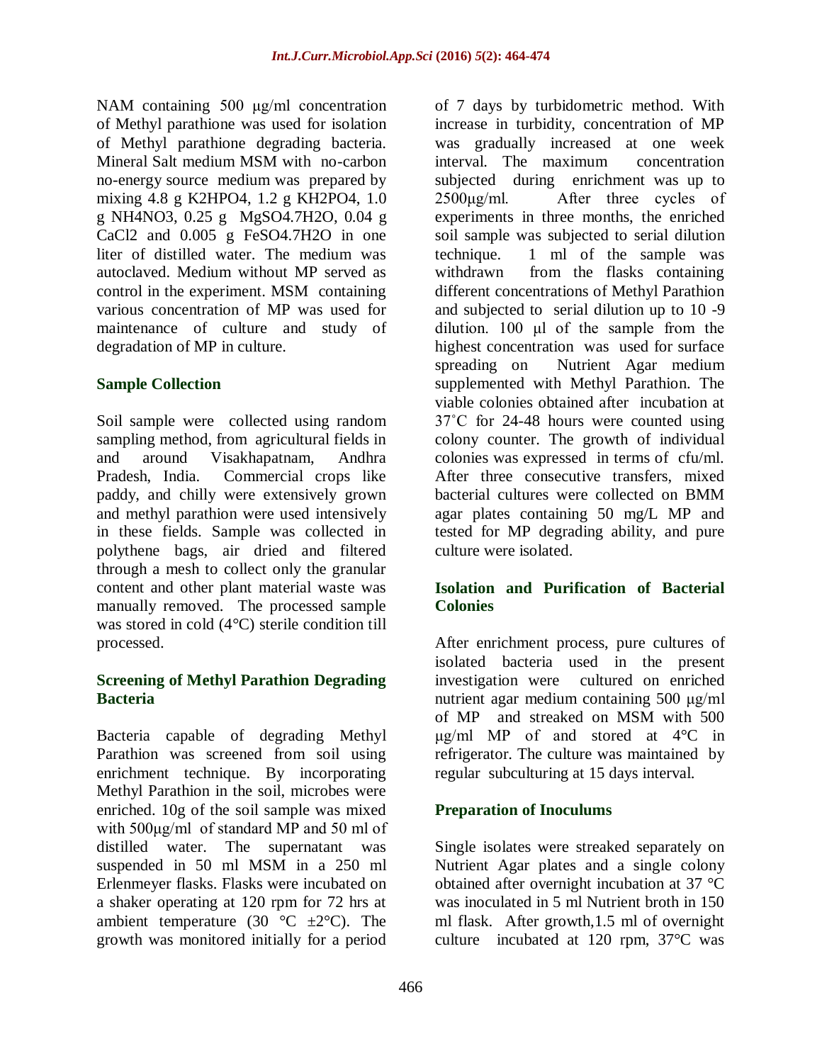NAM containing 500 µg/ml concentration of Methyl parathione was used for isolation of Methyl parathione degrading bacteria. Mineral Salt medium MSM with no-carbon no-energy source medium was prepared by mixing 4.8 g $K_2HPO_4$, 1.2 g $KH_2PO_4$, 1.0 g $NH_4NO_3$, 0.25 g $MgSO_4.7H_2O$, 0.04 g $CaCl_2$ and 0.005 g $FeSO_4.7H_2O$ in one liter of distilled water. The medium was autoclaved. Medium without MP served as control in the experiment. MSM containing various concentration of MP was used for maintenance of culture and study of degradation of MP in culture.

### Sample Collection

Soil sample were collected using random sampling method, from agricultural fields in and around Visakhapatnam, Andhra Pradesh, India. Commercial crops like paddy, and chilly were extensively grown and methyl parathion were used intensively in these fields. Sample was collected in polythene bags, air dried and filtered through a mesh to collect only the granular content and other plant material waste was manually removed. The processed sample was stored in cold (4°C) sterile condition till processed.

### Screening of Methyl Parathion Degrading Bacteria

Bacteria capable of degrading Methyl Parathion was screened from soil using enrichment technique. By incorporating Methyl Parathion in the soil, microbes were enriched. 10g of the soil sample was mixed with 500µg/ml of standard MP and 50 ml of distilled water. The supernatant was suspended in 50 ml MSM in a 250 ml Erlenmeyer flasks. Flasks were incubated on a shaker operating at 120 rpm for 72 hrs at ambient temperature (30 °C ±2°C). The growth was monitored initially for a period of 7 days by turbidometric method. With increase in turbidity, concentration of MP was gradually increased at one week interval. The maximum concentration subjected during enrichment was up to 2500µg/ml. After three cycles of experiments in three months, the enriched soil sample was subjected to serial dilution technique. 1 ml of the sample was withdrawn from the flasks containing different concentrations of Methyl Parathion and subjected to serial dilution up to $10^{-9}$ dilution. 100 µl of the sample from the highest concentration was used for surface spreading on Nutrient Agar medium supplemented with Methyl Parathion. The viable colonies obtained after incubation at 37˚C for 24-48 hours were counted using colony counter. The growth of individual colonies was expressed in terms of cfu/ml. After three consecutive transfers, mixed bacterial cultures were collected on BMM agar plates containing 50 mg/L MP and tested for MP degrading ability, and pure culture were isolated.

### Isolation and Purification of Bacterial Colonies

After enrichment process, pure cultures of isolated bacteria used in the present investigation were cultured on enriched nutrient agar medium containing 500 µg/ml of MP and streaked on MSM with 500 µg/ml MP of and stored at 4°C in refrigerator. The culture was maintained by regular subculturing at 15 days interval.

### Preparation of Inoculums

Single isolates were streaked separately on Nutrient Agar plates and a single colony obtained after overnight incubation at 37 °C was inoculated in 5 ml Nutrient broth in 150 ml flask. After growth,1.5 ml of overnight culture incubated at 120 rpm, 37°C was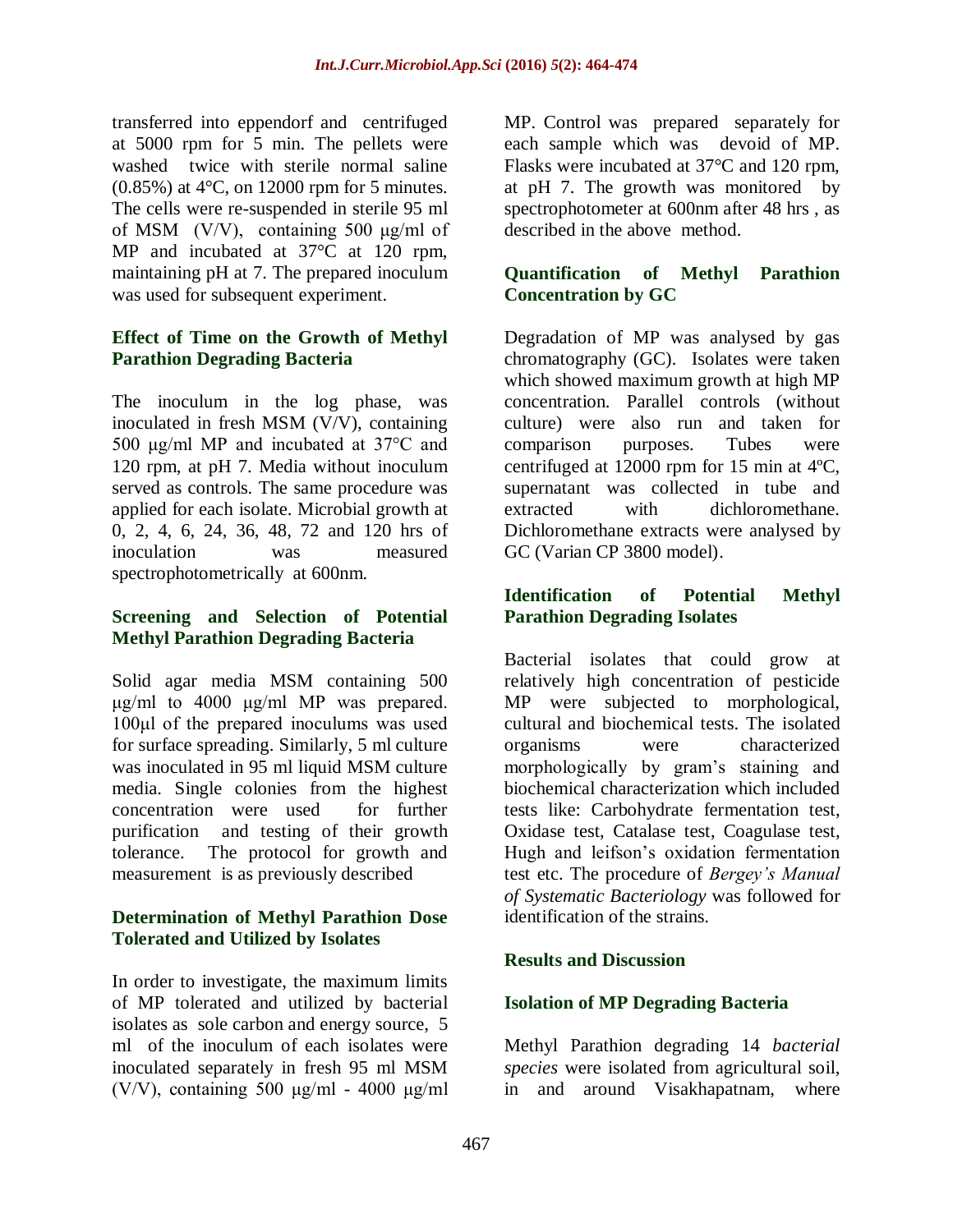transferred into eppendorf and centrifuged at 5000 rpm for 5 min. The pellets were washed twice with sterile normal saline (0.85%) at 4°C, on 12000 rpm for 5 minutes. The cells were re-suspended in sterile 95 ml of MSM (V/V), containing 500 µg/ml of MP and incubated at 37°C at 120 rpm, maintaining pH at 7. The prepared inoculum was used for subsequent experiment.

### Effect of Time on the Growth of Methyl Parathion Degrading Bacteria

The inoculum in the log phase, was inoculated in fresh MSM (V/V), containing 500 µg/ml MP and incubated at 37°C and 120 rpm, at pH 7. Media without inoculum served as controls. The same procedure was applied for each isolate. Microbial growth at 0, 2, 4, 6, 24, 36, 48, 72 and 120 hrs of inoculation was measured spectrophotometrically at 600nm.

### Screening and Selection of Potential Methyl Parathion Degrading Bacteria

Solid agar media MSM containing 500 µg/ml to 4000 µg/ml MP was prepared. 100µl of the prepared inoculums was used for surface spreading. Similarly, 5 ml culture was inoculated in 95 ml liquid MSM culture media. Single colonies from the highest concentration were used for further purification and testing of their growth tolerance. The protocol for growth and measurement is as previously described

### Determination of Methyl Parathion Dose Tolerated and Utilized by Isolates

In order to investigate, the maximum limits of MP tolerated and utilized by bacterial isolates as sole carbon and energy source, 5 ml of the inoculum of each isolates were inoculated separately in fresh 95 ml MSM (V/V), containing 500 µg/ml - 4000 µg/ml MP. Control was prepared separately for each sample which was devoid of MP. Flasks were incubated at 37°C and 120 rpm, at pH 7. The growth was monitored by spectrophotometer at 600nm after 48 hrs , as described in the above method.

### Quantification of Methyl Parathion Concentration by GC

Degradation of MP was analysed by gas chromatography (GC). Isolates were taken which showed maximum growth at high MP concentration. Parallel controls (without culture) were also run and taken for comparison purposes. Tubes were centrifuged at 12000 rpm for 15 min at 4ºC, supernatant was collected in tube and extracted with dichloromethane. Dichloromethane extracts were analysed by GC (Varian CP 3800 model).

### Identification of Potential Methyl Parathion Degrading Isolates

Bacterial isolates that could grow at relatively high concentration of pesticide MP were subjected to morphological, cultural and biochemical tests. The isolated organisms were characterized morphologically by gram's staining and biochemical characterization which included tests like: Carbohydrate fermentation test, Oxidase test, Catalase test, Coagulase test, Hugh and leifson's oxidation fermentation test etc. The procedure of *Bergey's Manual of Systematic Bacteriology* was followed for identification of the strains.

## Results and Discussion

### Isolation of MP Degrading Bacteria

Methyl Parathion degrading 14 *bacterial species* were isolated from agricultural soil, in and around Visakhapatnam, where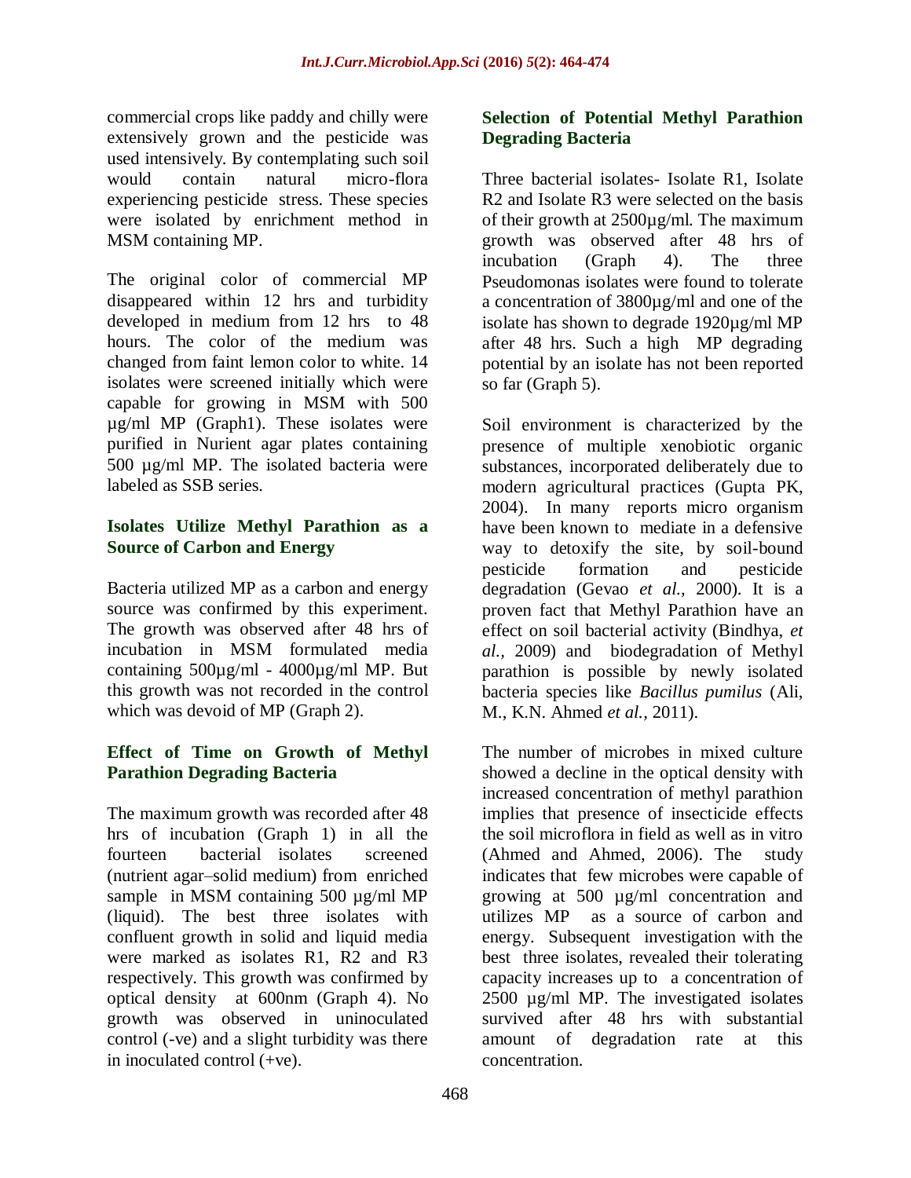commercial crops like paddy and chilly were extensively grown and the pesticide was used intensively. By contemplating such soil would contain natural micro-flora experiencing pesticide stress. These species were isolated by enrichment method in MSM containing MP.

The original color of commercial MP disappeared within 12 hrs and turbidity developed in medium from 12 hrs to 48 hours. The color of the medium was changed from faint lemon color to white. 14 isolates were screened initially which were capable for growing in MSM with 500 µg/ml MP (Graph1). These isolates were purified in Nurient agar plates containing 500 µg/ml MP. The isolated bacteria were labeled as SSB series.

### Isolates Utilize Methyl Parathion as a Source of Carbon and Energy

Bacteria utilized MP as a carbon and energy source was confirmed by this experiment. The growth was observed after 48 hrs of incubation in MSM formulated media containing 500µg/ml - 4000µg/ml MP. But this growth was not recorded in the control which was devoid of MP (Graph 2).

### Effect of Time on Growth of Methyl Parathion Degrading Bacteria

The maximum growth was recorded after 48 hrs of incubation (Graph 1) in all the fourteen bacterial isolates screened (nutrient agar–solid medium) from enriched sample in MSM containing 500 µg/ml MP (liquid). The best three isolates with confluent growth in solid and liquid media were marked as isolates R1, R2 and R3 respectively. This growth was confirmed by optical density at 600nm (Graph 4). No growth was observed in uninoculated control (-ve) and a slight turbidity was there in inoculated control (+ve).

### Selection of Potential Methyl Parathion Degrading Bacteria

Three bacterial isolates- Isolate R1, Isolate R2 and Isolate R3 were selected on the basis of their growth at 2500µg/ml. The maximum growth was observed after 48 hrs of incubation (Graph 4). The three Pseudomonas isolates were found to tolerate a concentration of 3800µg/ml and one of the isolate has shown to degrade 1920µg/ml MP after 48 hrs. Such a high MP degrading potential by an isolate has not been reported so far (Graph 5).

Soil environment is characterized by the presence of multiple xenobiotic organic substances, incorporated deliberately due to modern agricultural practices (Gupta PK, 2004). In many reports micro organism have been known to mediate in a defensive way to detoxify the site, by soil-bound pesticide formation and pesticide degradation (Gevao *et al.,* 2000). It is a proven fact that Methyl Parathion have an effect on soil bacterial activity (Bindhya, *et al.,* 2009) and biodegradation of Methyl parathion is possible by newly isolated bacteria species like *Bacillus pumilus* (Ali, M., K.N. Ahmed *et al.,* 2011).

The number of microbes in mixed culture showed a decline in the optical density with increased concentration of methyl parathion implies that presence of insecticide effects the soil microflora in field as well as in vitro (Ahmed and Ahmed, 2006). The study indicates that few microbes were capable of growing at 500 µg/ml concentration and utilizes MP as a source of carbon and energy. Subsequent investigation with the best three isolates, revealed their tolerating capacity increases up to a concentration of 2500 µg/ml MP. The investigated isolates survived after 48 hrs with substantial amount of degradation rate at this concentration.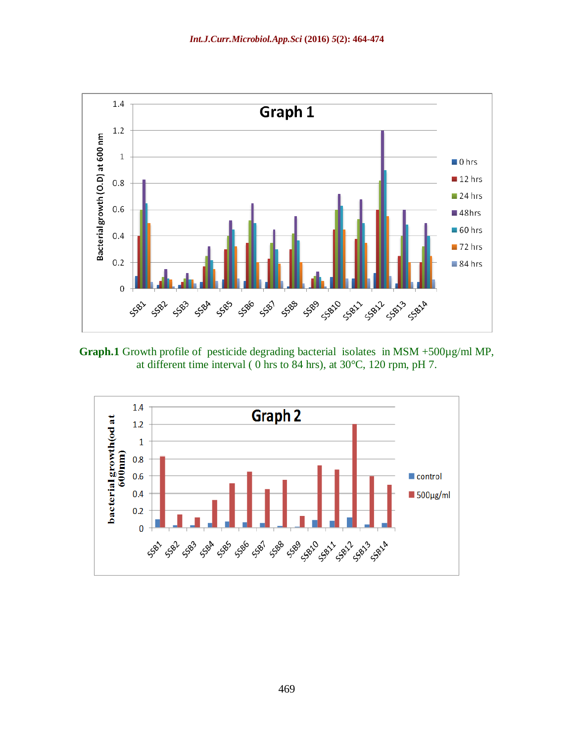**Graph.1** Growth profile of pesticide degrading bacterial isolates in MSM +500µg/ml MP, at different time interval ( 0 hrs to 84 hrs), at 30°C, 120 rpm, pH 7.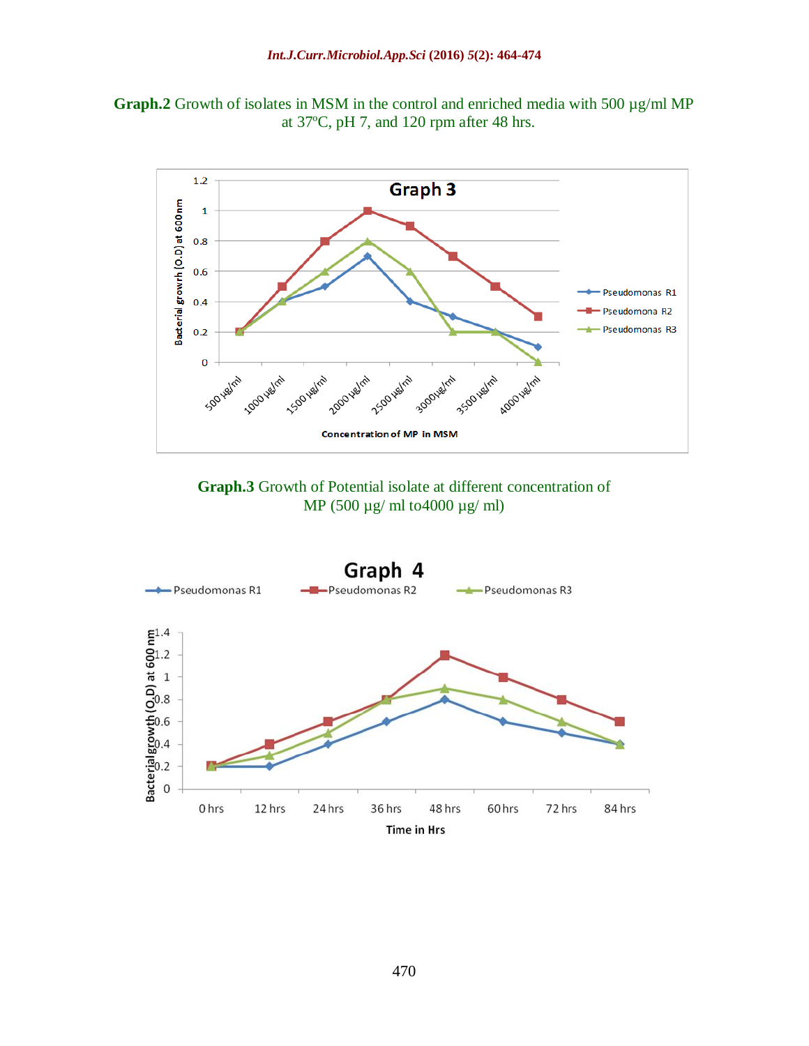**Graph.2** Growth of isolates in MSM in the control and enriched media with 500 µg/ml MP at 37ºC, pH 7, and 120 rpm after 48 hrs.

**Graph.3** Growth of Potential isolate at different concentration of MP (500 µg/ ml to4000 µg/ ml)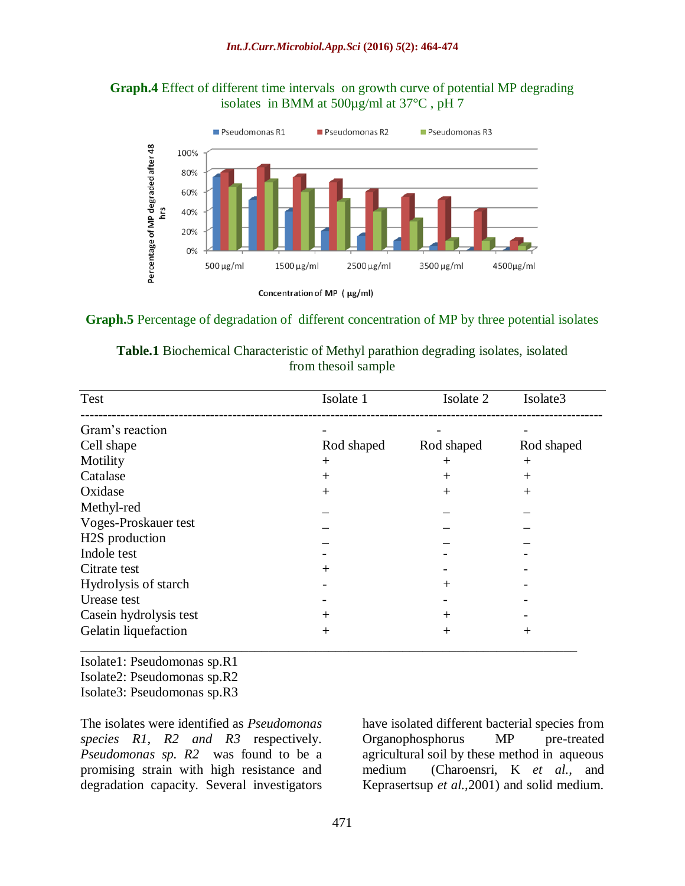**Graph.4** Effect of different time intervals on growth curve of potential MP degrading isolates in BMM at 500µg/ml at 37°C , pH 7

**Graph.5** Percentage of degradation of different concentration of MP by three potential isolates

**Table.1** Biochemical Characteristic of Methyl parathion degrading isolates, isolated from thesoil sample

| Test | Isolate 1 | Isolate 2 | Isolate3 |
|---|---|---|---|
| Gram's reaction | - | - | - |
| Cell shape | Rod shaped | Rod shaped | Rod shaped |
| Motility | + | + | + |
| Catalase | + | + | + |
| Oxidase | + | + | + |
| Methyl-red | – | – | – |
| Voges-Proskauer test | – | – | – |
| H2S production | – | – | – |
| Indole test | - | - | - |
| Citrate test | + | - | - |
| Hydrolysis of starch | - | + | - |
| Urease test | - | - | - |
| Casein hydrolysis test | + | + | - |
| Gelatin liquefaction | + | + | + |

Isolate1: Pseudomonas sp.R1
Isolate2: Pseudomonas sp.R2
Isolate3: Pseudomonas sp.R3

The isolates were identified as *Pseudomonas species R1, R2 and R3* respectively. *Pseudomonas sp. R2* was found to be a promising strain with high resistance and degradation capacity. Several investigators have isolated different bacterial species from Organophosphorus MP pre-treated agricultural soil by these method in aqueous medium (Charoensri, K *et al.*, and Keprasertsup *et al.*,2001) and solid medium.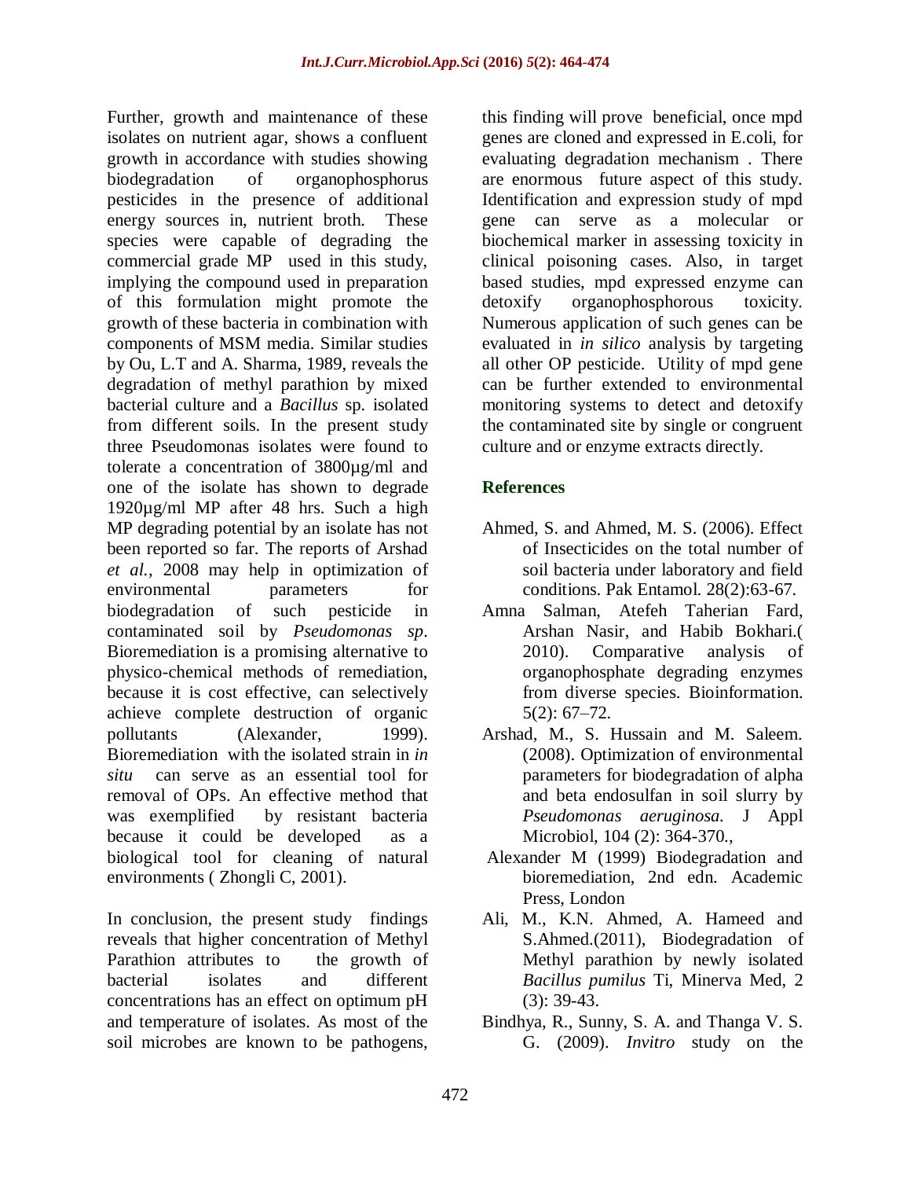Further, growth and maintenance of these isolates on nutrient agar, shows a confluent growth in accordance with studies showing biodegradation of organophosphorus pesticides in the presence of additional energy sources in, nutrient broth. These species were capable of degrading the commercial grade MP used in this study, implying the compound used in preparation of this formulation might promote the growth of these bacteria in combination with components of MSM media. Similar studies by Ou, L.T and A. Sharma, 1989, reveals the degradation of methyl parathion by mixed bacterial culture and a *Bacillus* sp. isolated from different soils. In the present study three Pseudomonas isolates were found to tolerate a concentration of 3800µg/ml and one of the isolate has shown to degrade 1920µg/ml MP after 48 hrs. Such a high MP degrading potential by an isolate has not been reported so far. The reports of Arshad *et al.,* 2008 may help in optimization of environmental parameters for biodegradation of such pesticide in contaminated soil by *Pseudomonas sp*. Bioremediation is a promising alternative to physico-chemical methods of remediation, because it is cost effective, can selectively achieve complete destruction of organic pollutants (Alexander, 1999). Bioremediation with the isolated strain in *in situ* can serve as an essential tool for removal of OPs. An effective method that was exemplified by resistant bacteria because it could be developed as a biological tool for cleaning of natural environments ( Zhongli C, 2001).

In conclusion, the present study findings reveals that higher concentration of Methyl Parathion attributes to the growth of bacterial isolates and different concentrations has an effect on optimum pH and temperature of isolates. As most of the soil microbes are known to be pathogens, this finding will prove beneficial, once mpd genes are cloned and expressed in E.coli, for evaluating degradation mechanism . There are enormous future aspect of this study. Identification and expression study of mpd gene can serve as a molecular or biochemical marker in assessing toxicity in clinical poisoning cases. Also, in target based studies, mpd expressed enzyme can detoxify organophosphorous toxicity. Numerous application of such genes can be evaluated in *in silico* analysis by targeting all other OP pesticide. Utility of mpd gene can be further extended to environmental monitoring systems to detect and detoxify the contaminated site by single or congruent culture and or enzyme extracts directly.

## References

Ahmed, S. and Ahmed, M. S. (2006). Effect of Insecticides on the total number of soil bacteria under laboratory and field conditions. Pak Entamol. 28(2):63-67.

Amna Salman, Atefeh Taherian Fard, Arshan Nasir, and Habib Bokhari.( 2010). Comparative analysis of organophosphate degrading enzymes from diverse species. Bioinformation. 5(2): 67–72.

Arshad, M., S. Hussain and M. Saleem. (2008). Optimization of environmental parameters for biodegradation of alpha and beta endosulfan in soil slurry by *Pseudomonas aeruginosa.* J Appl Microbiol, 104 (2): 364-370.,

Alexander M (1999) Biodegradation and bioremediation, 2nd edn. Academic Press, London

Ali, M., K.N. Ahmed, A. Hameed and S.Ahmed.(2011), Biodegradation of Methyl parathion by newly isolated *Bacillus pumilus* Ti, Minerva Med, 2 (3): 39-43.

Bindhya, R., Sunny, S. A. and Thanga V. S. G. (2009). *Invitro* study on the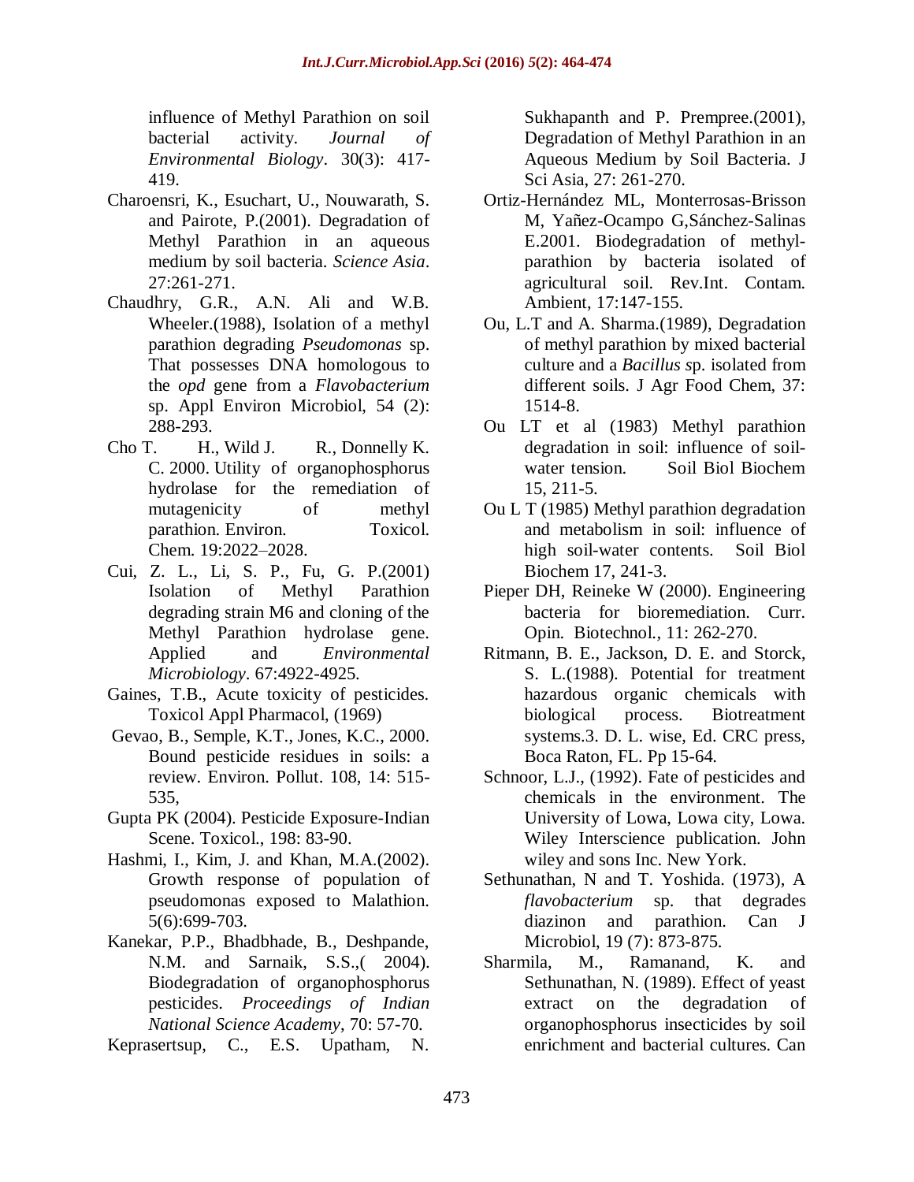influence of Methyl Parathion on soil bacterial activity. *Journal of Environmental Biology*. 30(3): 417-419.

Charoensri, K., Esuchart, U., Nouwarath, S. and Pairote, P.(2001). Degradation of Methyl Parathion in an aqueous medium by soil bacteria. *Science Asia*. 27:261-271.

Chaudhry, G.R., A.N. Ali and W.B. Wheeler.(1988), Isolation of a methyl parathion degrading *Pseudomonas* sp. That possesses DNA homologous to the *opd* gene from a *Flavobacterium* sp. Appl Environ Microbiol, 54 (2): 288-293.

Cho T. H., Wild J. R., Donnelly K. C. 2000. Utility of organophosphorus hydrolase for the remediation of mutagenicity of methyl parathion. Environ. Toxicol. Chem. 19:2022–2028.

Cui, Z. L., Li, S. P., Fu, G. P.(2001) Isolation of Methyl Parathion degrading strain M6 and cloning of the Methyl Parathion hydrolase gene. Applied and *Environmental Microbiology*. 67:4922-4925.

Gaines, T.B., Acute toxicity of pesticides. Toxicol Appl Pharmacol, (1969)

Gevao, B., Semple, K.T., Jones, K.C., 2000. Bound pesticide residues in soils: a review. Environ. Pollut. 108, 14: 515-535,

Gupta PK (2004). Pesticide Exposure-Indian Scene. Toxicol., 198: 83-90.

Hashmi, I., Kim, J. and Khan, M.A.(2002). Growth response of population of pseudomonas exposed to Malathion. 5(6):699-703.

Kanekar, P.P., Bhadbhade, B., Deshpande, N.M. and Sarnaik, S.S.,( 2004). Biodegradation of organophosphorus pesticides. *Proceedings of Indian National Science Academy*, 70: 57-70.

Keprasertsup, C., E.S. Upatham, N. Sukhapanth and P. Prempree.(2001), Degradation of Methyl Parathion in an Aqueous Medium by Soil Bacteria. J Sci Asia, 27: 261-270.

Ortiz-Hernández ML, Monterrosas-Brisson M, Yañez-Ocampo G,Sánchez-Salinas E.2001. Biodegradation of methyl-parathion by bacteria isolated of agricultural soil. Rev.Int. Contam. Ambient, 17:147-155.

Ou, L.T and A. Sharma.(1989), Degradation of methyl parathion by mixed bacterial culture and a *Bacillus s*p. isolated from different soils. J Agr Food Chem, 37: 1514-8.

Ou LT et al (1983) Methyl parathion degradation in soil: influence of soil-water tension. Soil Biol Biochem 15, 211-5.

Ou L T (1985) Methyl parathion degradation and metabolism in soil: influence of high soil-water contents. Soil Biol Biochem 17, 241-3.

Pieper DH, Reineke W (2000). Engineering bacteria for bioremediation. Curr. Opin. Biotechnol., 11: 262-270.

Ritmann, B. E., Jackson, D. E. and Storck, S. L.(1988). Potential for treatment hazardous organic chemicals with biological process. Biotreatment systems.3. D. L. wise, Ed. CRC press, Boca Raton, FL. Pp 15-64.

Schnoor, L.J., (1992). Fate of pesticides and chemicals in the environment. The University of Lowa, Lowa city, Lowa. Wiley Interscience publication. John wiley and sons Inc. New York.

Sethunathan, N and T. Yoshida. (1973), A *flavobacterium* sp. that degrades diazinon and parathion. Can J Microbiol, 19 (7): 873-875.

Sharmila, M., Ramanand, K. and Sethunathan, N. (1989). Effect of yeast extract on the degradation of organophosphorus insecticides by soil enrichment and bacterial cultures. Can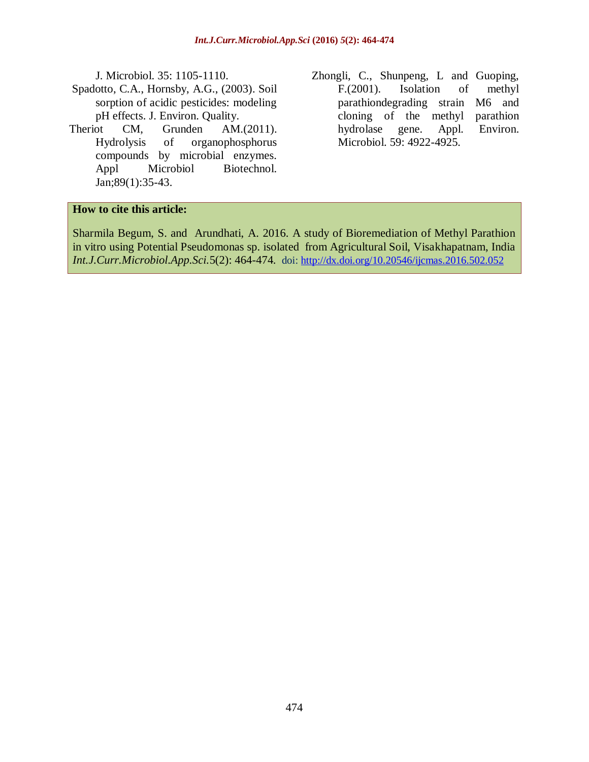J. Microbiol. 35: 1105-1110.

Spadotto, C.A., Hornsby, A.G., (2003). Soil sorption of acidic pesticides: modeling pH effects. J. Environ. Quality.

Theriot CM, Grunden AM.(2011). Hydrolysis of organophosphorus compounds by microbial enzymes. Appl Microbiol Biotechnol. Jan;89(1):35-43.

Zhongli, C., Shunpeng, L and Guoping, F.(2001). Isolation of methyl parathiondegrading strain M6 and cloning of the methyl parathion hydrolase gene. Appl. Environ. Microbiol. 59: 4922-4925.

**How to cite this article:**

Sharmila Begum, S. and Arundhati, A. 2016. A study of Bioremediation of Methyl Parathion in vitro using Potential Pseudomonas sp. isolated from Agricultural Soil, Visakhapatnam, India *Int.J.Curr.Microbiol.App.Sci.*5(2): 464-474. doi: http://dx.doi.org/10.20546/ijcmas.2016.502.052